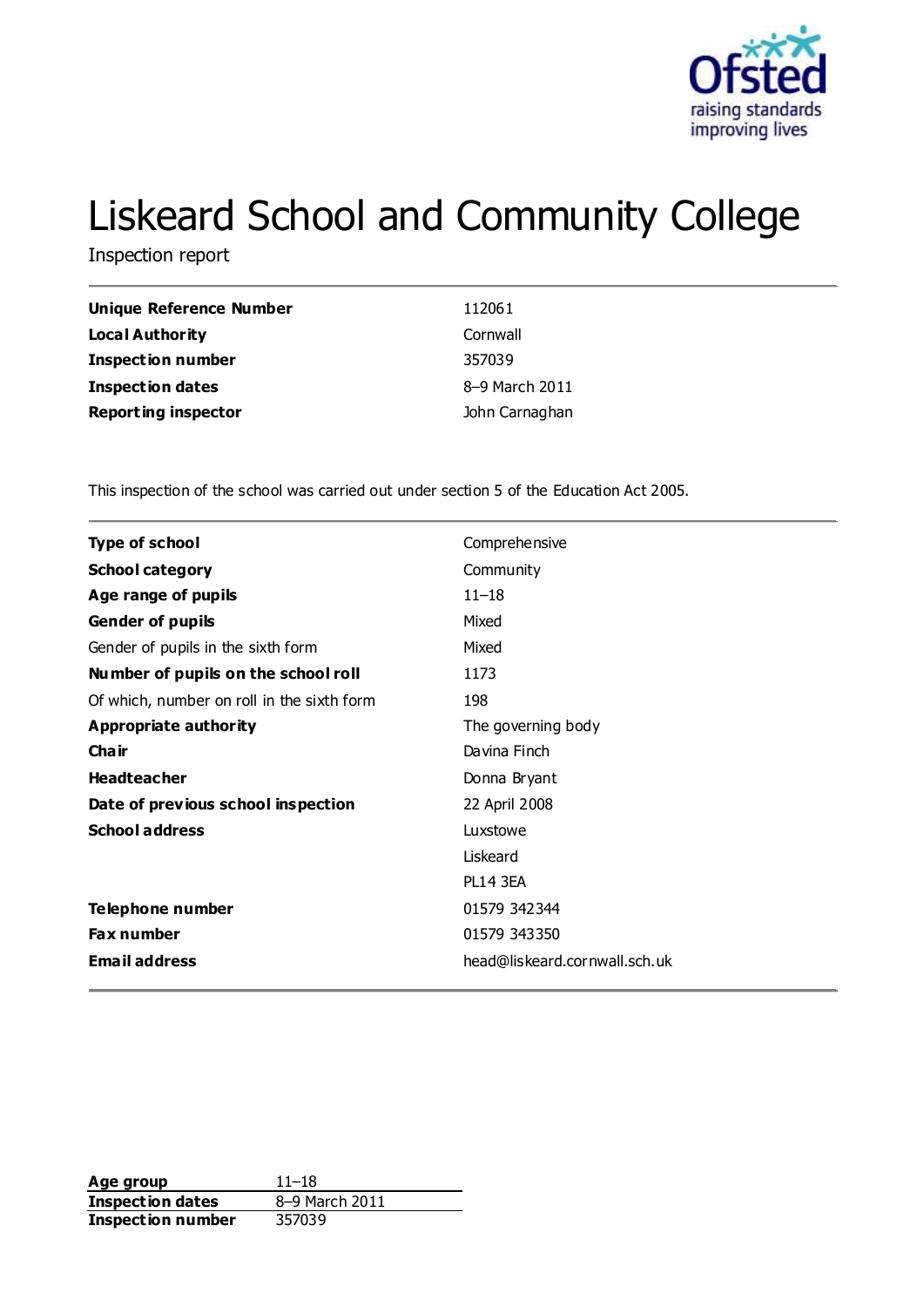# Liskeard School and Community College

Inspection report

| | |
|---|---|
| **Unique Reference Number** | 112061 |
| **Local Authority** | Cornwall |
| **Inspection number** | 357039 |
| **Inspection dates** | 8–9 March 2011 |
| **Reporting inspector** | John Carnaghan |

This inspection of the school was carried out under section 5 of the Education Act 2005.

| | |
|---|---|
| **Type of school** | Comprehensive |
| **School category** | Community |
| **Age range of pupils** | 11–18 |
| **Gender of pupils** | Mixed |
| Gender of pupils in the sixth form | Mixed |
| **Number of pupils on the school roll** | 1173 |
| Of which, number on roll in the sixth form | 198 |
| **Appropriate authority** | The governing body |
| **Chair** | Davina Finch |
| **Headteacher** | Donna Bryant |
| **Date of previous school inspection** | 22 April 2008 |
| **School address** | Luxstowe<br>Liskeard<br>PL14 3EA |
| **Telephone number** | 01579 342344 |
| **Fax number** | 01579 343350 |
| **Email address** | head@liskeard.cornwall.sch.uk |

| | |
|---|---|
| **Age group** | 11–18 |
| **Inspection dates** | 8–9 March 2011 |
| **Inspection number** | 357039 |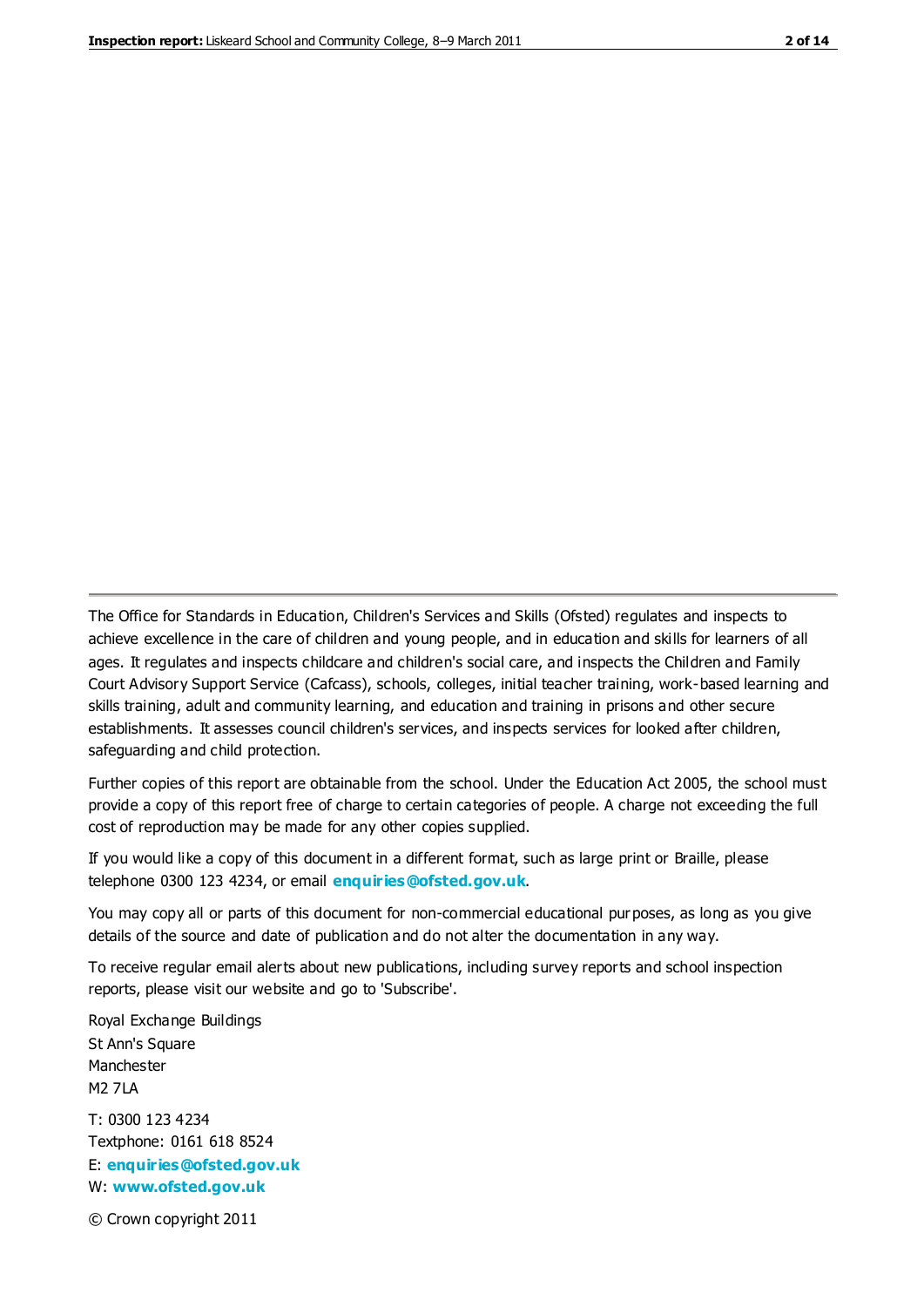The Office for Standards in Education, Children's Services and Skills (Ofsted) regulates and inspects to achieve excellence in the care of children and young people, and in education and skills for learners of all ages. It regulates and inspects childcare and children's social care, and inspects the Children and Family Court Advisory Support Service (Cafcass), schools, colleges, initial teacher training, work-based learning and skills training, adult and community learning, and education and training in prisons and other secure establishments. It assesses council children's services, and inspects services for looked after children, safeguarding and child protection.

Further copies of this report are obtainable from the school. Under the Education Act 2005, the school must provide a copy of this report free of charge to certain categories of people. A charge not exceeding the full cost of reproduction may be made for any other copies supplied.

If you would like a copy of this document in a different format, such as large print or Braille, please telephone 0300 123 4234, or email **enquiries@ofsted.gov.uk**.

You may copy all or parts of this document for non-commercial educational purposes, as long as you give details of the source and date of publication and do not alter the documentation in any way.

To receive regular email alerts about new publications, including survey reports and school inspection reports, please visit our website and go to 'Subscribe'.

Royal Exchange Buildings
St Ann's Square
Manchester
M2 7LA

T: 0300 123 4234
Textphone: 0161 618 8524
E: **enquiries@ofsted.gov.uk**
W: **www.ofsted.gov.uk**

© Crown copyright 2011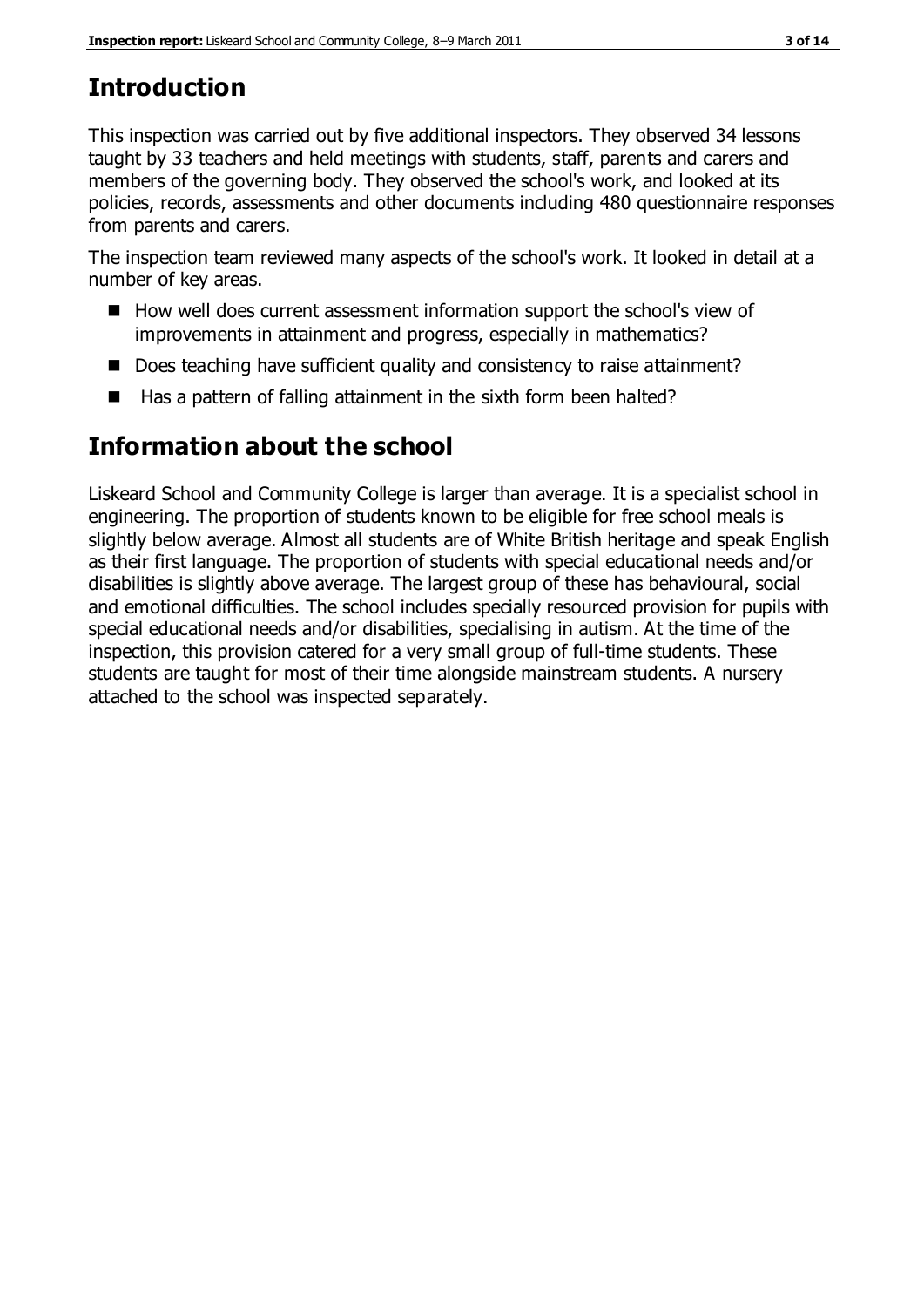## Introduction

This inspection was carried out by five additional inspectors. They observed 34 lessons taught by 33 teachers and held meetings with students, staff, parents and carers and members of the governing body. They observed the school's work, and looked at its policies, records, assessments and other documents including 480 questionnaire responses from parents and carers.

The inspection team reviewed many aspects of the school's work. It looked in detail at a number of key areas.

- How well does current assessment information support the school's view of improvements in attainment and progress, especially in mathematics?
- Does teaching have sufficient quality and consistency to raise attainment?
- Has a pattern of falling attainment in the sixth form been halted?

## Information about the school

Liskeard School and Community College is larger than average. It is a specialist school in engineering. The proportion of students known to be eligible for free school meals is slightly below average. Almost all students are of White British heritage and speak English as their first language. The proportion of students with special educational needs and/or disabilities is slightly above average. The largest group of these has behavioural, social and emotional difficulties. The school includes specially resourced provision for pupils with special educational needs and/or disabilities, specialising in autism. At the time of the inspection, this provision catered for a very small group of full-time students. These students are taught for most of their time alongside mainstream students. A nursery attached to the school was inspected separately.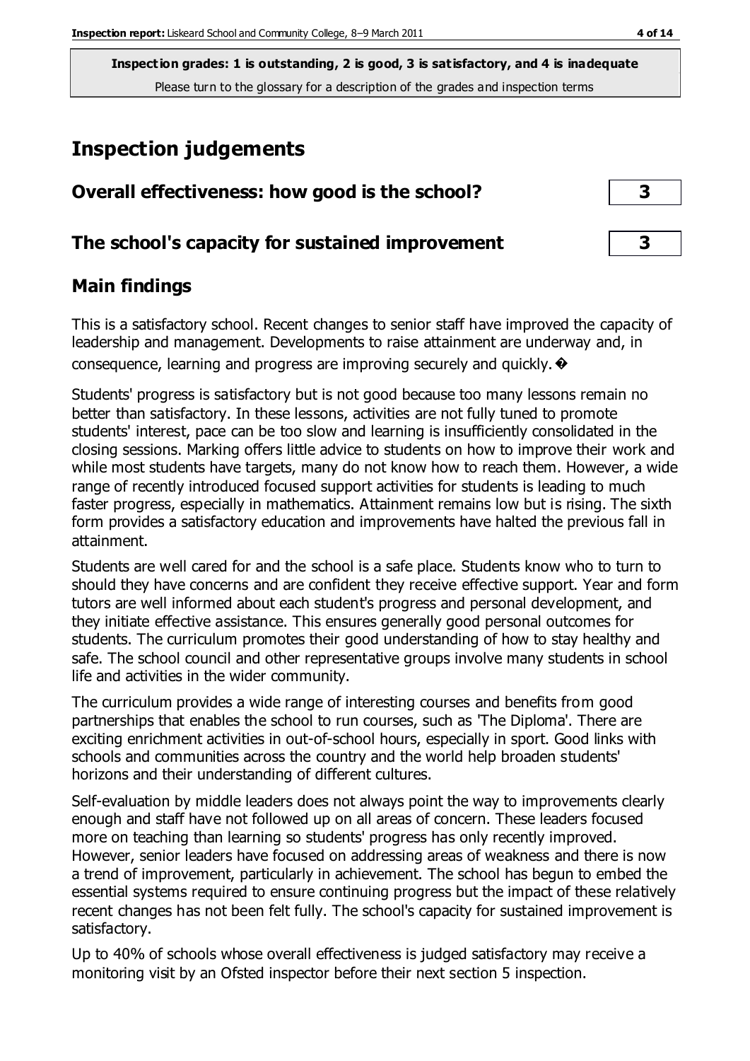**Inspection grades: 1 is outstanding, 2 is good, 3 is satisfactory, and 4 is inadequate**
Please turn to the glossary for a description of the grades and inspection terms

# Inspection judgements

| | |
|---|---|
| **Overall effectiveness: how good is the school?** | **3** |
| **The school's capacity for sustained improvement** | **3** |

## Main findings

This is a satisfactory school. Recent changes to senior staff have improved the capacity of leadership and management. Developments to raise attainment are underway and, in consequence, learning and progress are improving securely and quickly.

Students' progress is satisfactory but is not good because too many lessons remain no better than satisfactory. In these lessons, activities are not fully tuned to promote students' interest, pace can be too slow and learning is insufficiently consolidated in the closing sessions. Marking offers little advice to students on how to improve their work and while most students have targets, many do not know how to reach them. However, a wide range of recently introduced focused support activities for students is leading to much faster progress, especially in mathematics. Attainment remains low but is rising. The sixth form provides a satisfactory education and improvements have halted the previous fall in attainment.

Students are well cared for and the school is a safe place. Students know who to turn to should they have concerns and are confident they receive effective support. Year and form tutors are well informed about each student's progress and personal development, and they initiate effective assistance. This ensures generally good personal outcomes for students. The curriculum promotes their good understanding of how to stay healthy and safe. The school council and other representative groups involve many students in school life and activities in the wider community.

The curriculum provides a wide range of interesting courses and benefits from good partnerships that enables the school to run courses, such as 'The Diploma'. There are exciting enrichment activities in out-of-school hours, especially in sport. Good links with schools and communities across the country and the world help broaden students' horizons and their understanding of different cultures.

Self-evaluation by middle leaders does not always point the way to improvements clearly enough and staff have not followed up on all areas of concern. These leaders focused more on teaching than learning so students' progress has only recently improved. However, senior leaders have focused on addressing areas of weakness and there is now a trend of improvement, particularly in achievement. The school has begun to embed the essential systems required to ensure continuing progress but the impact of these relatively recent changes has not been felt fully. The school's capacity for sustained improvement is satisfactory.

Up to 40% of schools whose overall effectiveness is judged satisfactory may receive a monitoring visit by an Ofsted inspector before their next section 5 inspection.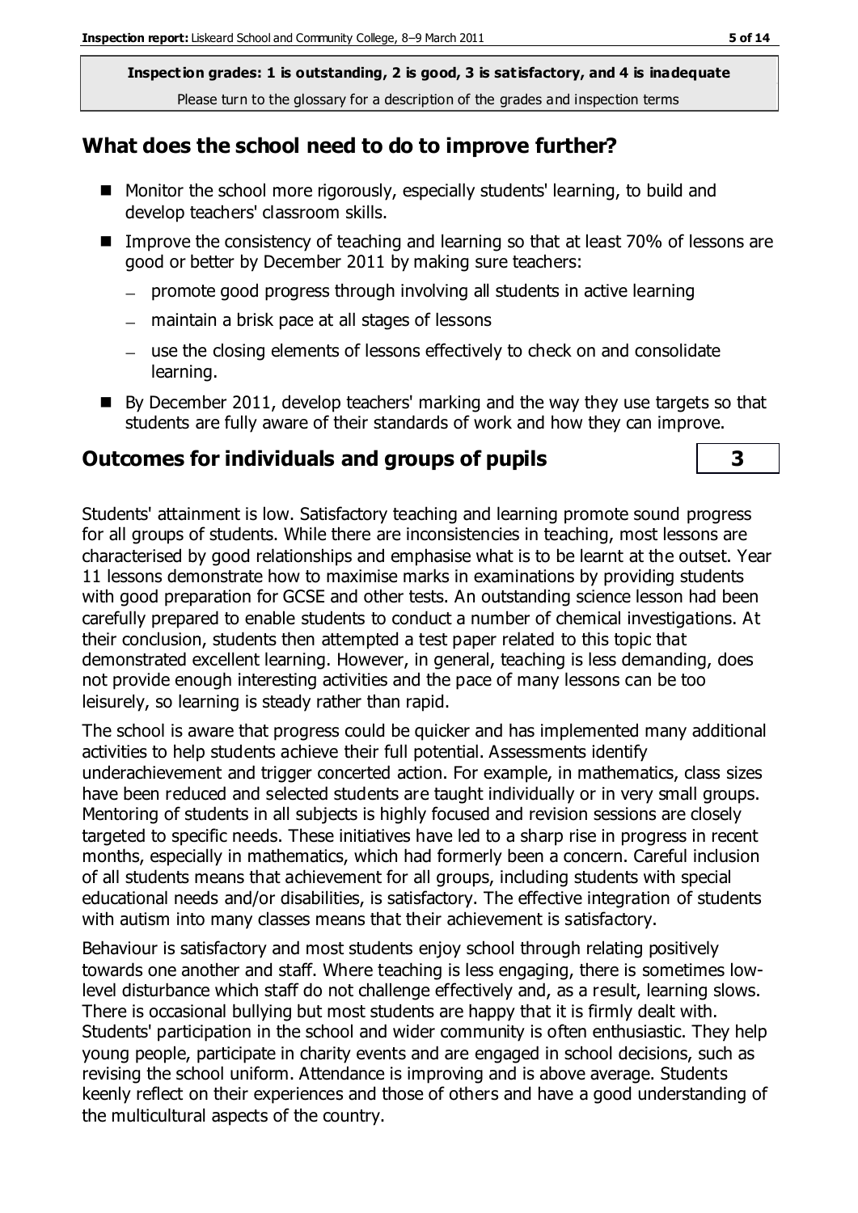**Inspection grades: 1 is outstanding, 2 is good, 3 is satisfactory, and 4 is inadequate**
Please turn to the glossary for a description of the grades and inspection terms

## What does the school need to do to improve further?

- Monitor the school more rigorously, especially students' learning, to build and develop teachers' classroom skills.
- Improve the consistency of teaching and learning so that at least 70% of lessons are good or better by December 2011 by making sure teachers:
  - promote good progress through involving all students in active learning
  - maintain a brisk pace at all stages of lessons
  - use the closing elements of lessons effectively to check on and consolidate learning.
- By December 2011, develop teachers' marking and the way they use targets so that students are fully aware of their standards of work and how they can improve.

## Outcomes for individuals and groups of pupils — 3

Students' attainment is low. Satisfactory teaching and learning promote sound progress for all groups of students. While there are inconsistencies in teaching, most lessons are characterised by good relationships and emphasise what is to be learnt at the outset. Year 11 lessons demonstrate how to maximise marks in examinations by providing students with good preparation for GCSE and other tests. An outstanding science lesson had been carefully prepared to enable students to conduct a number of chemical investigations. At their conclusion, students then attempted a test paper related to this topic that demonstrated excellent learning. However, in general, teaching is less demanding, does not provide enough interesting activities and the pace of many lessons can be too leisurely, so learning is steady rather than rapid.

The school is aware that progress could be quicker and has implemented many additional activities to help students achieve their full potential. Assessments identify underachievement and trigger concerted action. For example, in mathematics, class sizes have been reduced and selected students are taught individually or in very small groups. Mentoring of students in all subjects is highly focused and revision sessions are closely targeted to specific needs. These initiatives have led to a sharp rise in progress in recent months, especially in mathematics, which had formerly been a concern. Careful inclusion of all students means that achievement for all groups, including students with special educational needs and/or disabilities, is satisfactory. The effective integration of students with autism into many classes means that their achievement is satisfactory.

Behaviour is satisfactory and most students enjoy school through relating positively towards one another and staff. Where teaching is less engaging, there is sometimes low-level disturbance which staff do not challenge effectively and, as a result, learning slows. There is occasional bullying but most students are happy that it is firmly dealt with. Students' participation in the school and wider community is often enthusiastic. They help young people, participate in charity events and are engaged in school decisions, such as revising the school uniform. Attendance is improving and is above average. Students keenly reflect on their experiences and those of others and have a good understanding of the multicultural aspects of the country.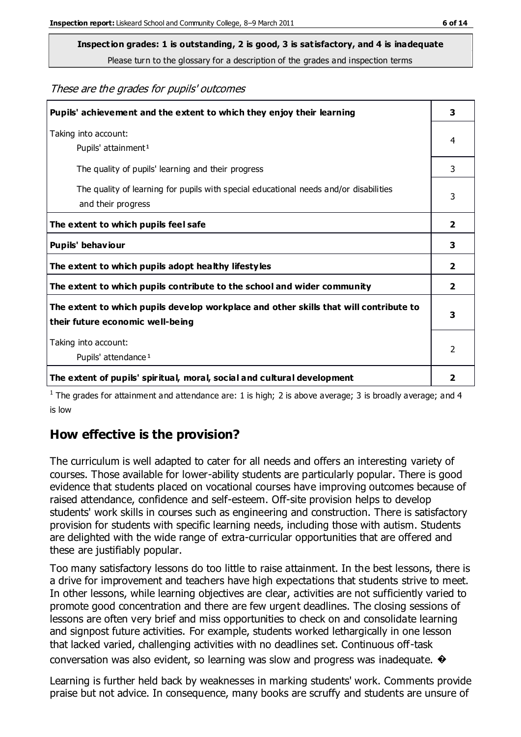**Inspection grades: 1 is outstanding, 2 is good, 3 is satisfactory, and 4 is inadequate**
Please turn to the glossary for a description of the grades and inspection terms

*These are the grades for pupils' outcomes*

| | |
|---|---|
| **Pupils' achievement and the extent to which they enjoy their learning** | **3** |
| Taking into account: Pupils' attainment[1] | 4 |
| The quality of pupils' learning and their progress | 3 |
| The quality of learning for pupils with special educational needs and/or disabilities and their progress | 3 |
| **The extent to which pupils feel safe** | **2** |
| **Pupils' behaviour** | **3** |
| **The extent to which pupils adopt healthy lifestyles** | **2** |
| **The extent to which pupils contribute to the school and wider community** | **2** |
| **The extent to which pupils develop workplace and other skills that will contribute to their future economic well-being** | **3** |
| Taking into account: Pupils' attendance[1] | 2 |
| **The extent of pupils' spiritual, moral, social and cultural development** | **2** |

[1] The grades for attainment and attendance are: 1 is high; 2 is above average; 3 is broadly average; and 4 is low

## How effective is the provision?

The curriculum is well adapted to cater for all needs and offers an interesting variety of courses. Those available for lower-ability students are particularly popular. There is good evidence that students placed on vocational courses have improving outcomes because of raised attendance, confidence and self-esteem. Off-site provision helps to develop students' work skills in courses such as engineering and construction. There is satisfactory provision for students with specific learning needs, including those with autism. Students are delighted with the wide range of extra-curricular opportunities that are offered and these are justifiably popular.

Too many satisfactory lessons do too little to raise attainment. In the best lessons, there is a drive for improvement and teachers have high expectations that students strive to meet. In other lessons, while learning objectives are clear, activities are not sufficiently varied to promote good concentration and there are few urgent deadlines. The closing sessions of lessons are often very brief and miss opportunities to check on and consolidate learning and signpost future activities. For example, students worked lethargically in one lesson that lacked varied, challenging activities with no deadlines set. Continuous off-task conversation was also evident, so learning was slow and progress was inadequate. �

Learning is further held back by weaknesses in marking students' work. Comments provide praise but not advice. In consequence, many books are scruffy and students are unsure of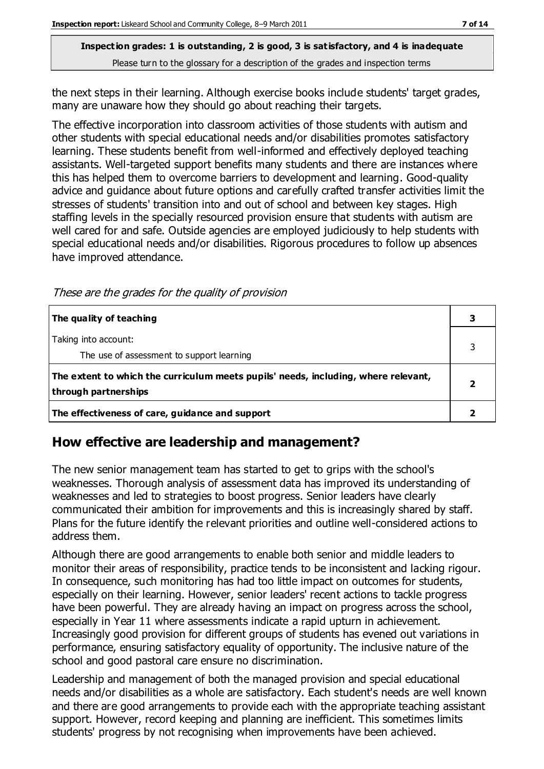the next steps in their learning. Although exercise books include students' target grades, many are unaware how they should go about reaching their targets.

The effective incorporation into classroom activities of those students with autism and other students with special educational needs and/or disabilities promotes satisfactory learning. These students benefit from well-informed and effectively deployed teaching assistants. Well-targeted support benefits many students and there are instances where this has helped them to overcome barriers to development and learning. Good-quality advice and guidance about future options and carefully crafted transfer activities limit the stresses of students' transition into and out of school and between key stages. High staffing levels in the specially resourced provision ensure that students with autism are well cared for and safe. Outside agencies are employed judiciously to help students with special educational needs and/or disabilities. Rigorous procedures to follow up absences have improved attendance.

*These are the grades for the quality of provision*

| | |
|---|---|
| **The quality of teaching** | **3** |
| Taking into account:<br>The use of assessment to support learning | 3 |
| **The extent to which the curriculum meets pupils' needs, including, where relevant, through partnerships** | **2** |
| **The effectiveness of care, guidance and support** | **2** |

## How effective are leadership and management?

The new senior management team has started to get to grips with the school's weaknesses. Thorough analysis of assessment data has improved its understanding of weaknesses and led to strategies to boost progress. Senior leaders have clearly communicated their ambition for improvements and this is increasingly shared by staff. Plans for the future identify the relevant priorities and outline well-considered actions to address them.

Although there are good arrangements to enable both senior and middle leaders to monitor their areas of responsibility, practice tends to be inconsistent and lacking rigour. In consequence, such monitoring has had too little impact on outcomes for students, especially on their learning. However, senior leaders' recent actions to tackle progress have been powerful. They are already having an impact on progress across the school, especially in Year 11 where assessments indicate a rapid upturn in achievement. Increasingly good provision for different groups of students has evened out variations in performance, ensuring satisfactory equality of opportunity. The inclusive nature of the school and good pastoral care ensure no discrimination.

Leadership and management of both the managed provision and special educational needs and/or disabilities as a whole are satisfactory. Each student's needs are well known and there are good arrangements to provide each with the appropriate teaching assistant support. However, record keeping and planning are inefficient. This sometimes limits students' progress by not recognising when improvements have been achieved.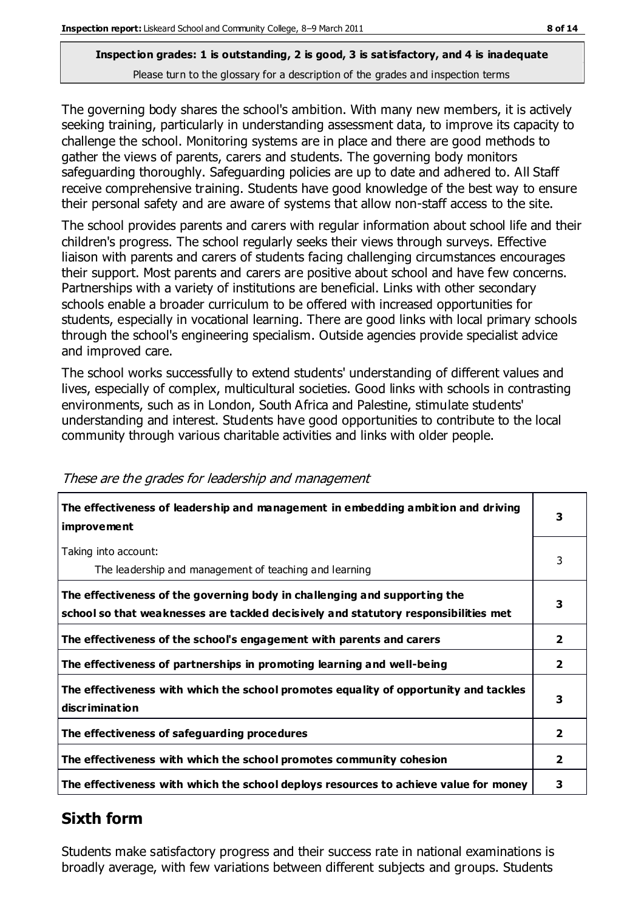**Inspection grades: 1 is outstanding, 2 is good, 3 is satisfactory, and 4 is inadequate**
Please turn to the glossary for a description of the grades and inspection terms

The governing body shares the school's ambition. With many new members, it is actively seeking training, particularly in understanding assessment data, to improve its capacity to challenge the school. Monitoring systems are in place and there are good methods to gather the views of parents, carers and students. The governing body monitors safeguarding thoroughly. Safeguarding policies are up to date and adhered to. All Staff receive comprehensive training. Students have good knowledge of the best way to ensure their personal safety and are aware of systems that allow non-staff access to the site.

The school provides parents and carers with regular information about school life and their children's progress. The school regularly seeks their views through surveys. Effective liaison with parents and carers of students facing challenging circumstances encourages their support. Most parents and carers are positive about school and have few concerns. Partnerships with a variety of institutions are beneficial. Links with other secondary schools enable a broader curriculum to be offered with increased opportunities for students, especially in vocational learning. There are good links with local primary schools through the school's engineering specialism. Outside agencies provide specialist advice and improved care.

The school works successfully to extend students' understanding of different values and lives, especially of complex, multicultural societies. Good links with schools in contrasting environments, such as in London, South Africa and Palestine, stimulate students' understanding and interest. Students have good opportunities to contribute to the local community through various charitable activities and links with older people.

*These are the grades for leadership and management*

| | |
|---|---|
| **The effectiveness of leadership and management in embedding ambition and driving improvement** | **3** |
| Taking into account:<br>The leadership and management of teaching and learning | 3 |
| **The effectiveness of the governing body in challenging and supporting the school so that weaknesses are tackled decisively and statutory responsibilities met** | **3** |
| **The effectiveness of the school's engagement with parents and carers** | **2** |
| **The effectiveness of partnerships in promoting learning and well-being** | **2** |
| **The effectiveness with which the school promotes equality of opportunity and tackles discrimination** | **3** |
| **The effectiveness of safeguarding procedures** | **2** |
| **The effectiveness with which the school promotes community cohesion** | **2** |
| **The effectiveness with which the school deploys resources to achieve value for money** | **3** |

## Sixth form

Students make satisfactory progress and their success rate in national examinations is broadly average, with few variations between different subjects and groups. Students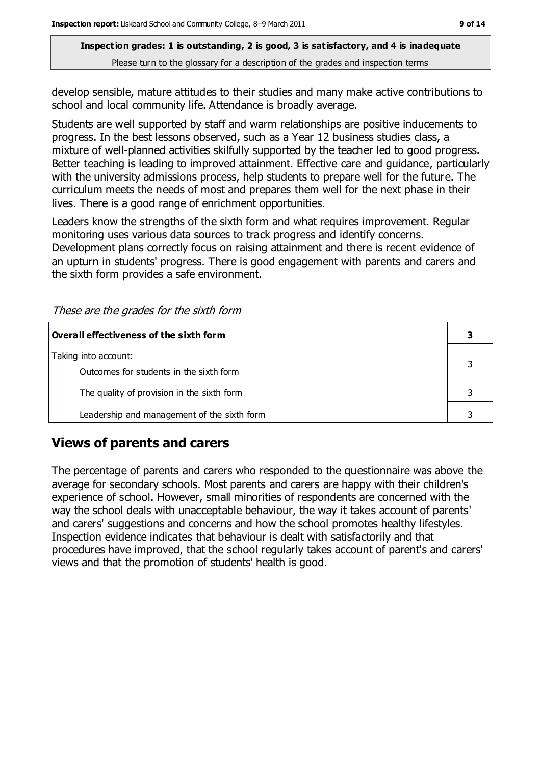develop sensible, mature attitudes to their studies and many make active contributions to school and local community life. Attendance is broadly average.

Students are well supported by staff and warm relationships are positive inducements to progress. In the best lessons observed, such as a Year 12 business studies class, a mixture of well-planned activities skilfully supported by the teacher led to good progress. Better teaching is leading to improved attainment. Effective care and guidance, particularly with the university admissions process, help students to prepare well for the future. The curriculum meets the needs of most and prepares them well for the next phase in their lives. There is a good range of enrichment opportunities.

Leaders know the strengths of the sixth form and what requires improvement. Regular monitoring uses various data sources to track progress and identify concerns. Development plans correctly focus on raising attainment and there is recent evidence of an upturn in students' progress. There is good engagement with parents and carers and the sixth form provides a safe environment.

*These are the grades for the sixth form*

| **Overall effectiveness of the sixth form** | **3** |
|---|---|
| Taking into account:<br>Outcomes for students in the sixth form | 3 |
| The quality of provision in the sixth form | 3 |
| Leadership and management of the sixth form | 3 |

## Views of parents and carers

The percentage of parents and carers who responded to the questionnaire was above the average for secondary schools. Most parents and carers are happy with their children's experience of school. However, small minorities of respondents are concerned with the way the school deals with unacceptable behaviour, the way it takes account of parents' and carers' suggestions and concerns and how the school promotes healthy lifestyles. Inspection evidence indicates that behaviour is dealt with satisfactorily and that procedures have improved, that the school regularly takes account of parent's and carers' views and that the promotion of students' health is good.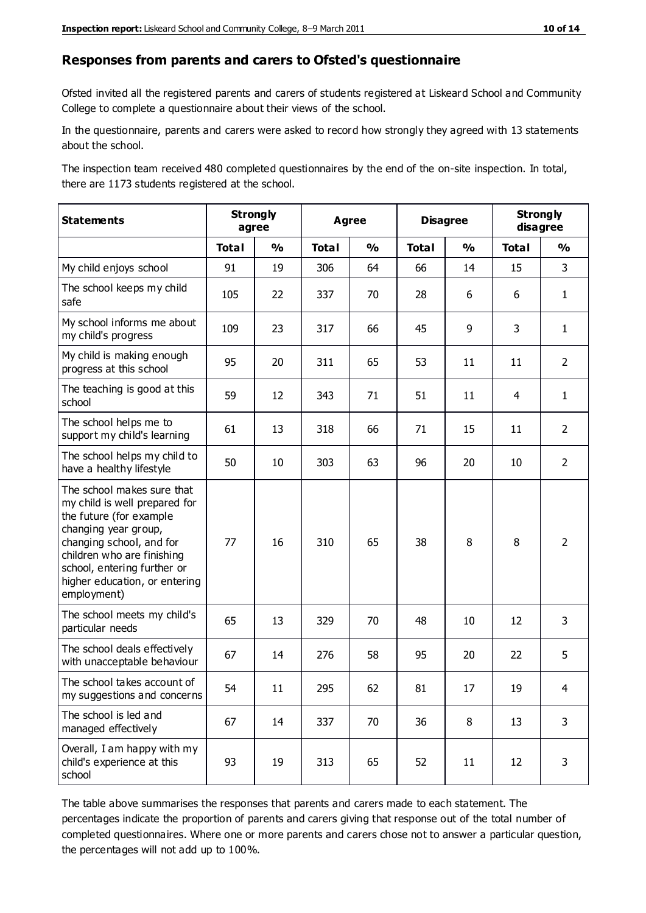## Responses from parents and carers to Ofsted's questionnaire

Ofsted invited all the registered parents and carers of students registered at Liskeard School and Community College to complete a questionnaire about their views of the school.

In the questionnaire, parents and carers were asked to record how strongly they agreed with 13 statements about the school.

The inspection team received 480 completed questionnaires by the end of the on-site inspection. In total, there are 1173 students registered at the school.

| Statements | Strongly agree | | Agree | | Disagree | | Strongly disagree | |
|---|---|---|---|---|---|---|---|---|
| | Total | % | Total | % | Total | % | Total | % |
| My child enjoys school | 91 | 19 | 306 | 64 | 66 | 14 | 15 | 3 |
| The school keeps my child safe | 105 | 22 | 337 | 70 | 28 | 6 | 6 | 1 |
| My school informs me about my child's progress | 109 | 23 | 317 | 66 | 45 | 9 | 3 | 1 |
| My child is making enough progress at this school | 95 | 20 | 311 | 65 | 53 | 11 | 11 | 2 |
| The teaching is good at this school | 59 | 12 | 343 | 71 | 51 | 11 | 4 | 1 |
| The school helps me to support my child's learning | 61 | 13 | 318 | 66 | 71 | 15 | 11 | 2 |
| The school helps my child to have a healthy lifestyle | 50 | 10 | 303 | 63 | 96 | 20 | 10 | 2 |
| The school makes sure that my child is well prepared for the future (for example changing year group, changing school, and for children who are finishing school, entering further or higher education, or entering employment) | 77 | 16 | 310 | 65 | 38 | 8 | 8 | 2 |
| The school meets my child's particular needs | 65 | 13 | 329 | 70 | 48 | 10 | 12 | 3 |
| The school deals effectively with unacceptable behaviour | 67 | 14 | 276 | 58 | 95 | 20 | 22 | 5 |
| The school takes account of my suggestions and concerns | 54 | 11 | 295 | 62 | 81 | 17 | 19 | 4 |
| The school is led and managed effectively | 67 | 14 | 337 | 70 | 36 | 8 | 13 | 3 |
| Overall, I am happy with my child's experience at this school | 93 | 19 | 313 | 65 | 52 | 11 | 12 | 3 |

The table above summarises the responses that parents and carers made to each statement. The percentages indicate the proportion of parents and carers giving that response out of the total number of completed questionnaires. Where one or more parents and carers chose not to answer a particular question, the percentages will not add up to 100%.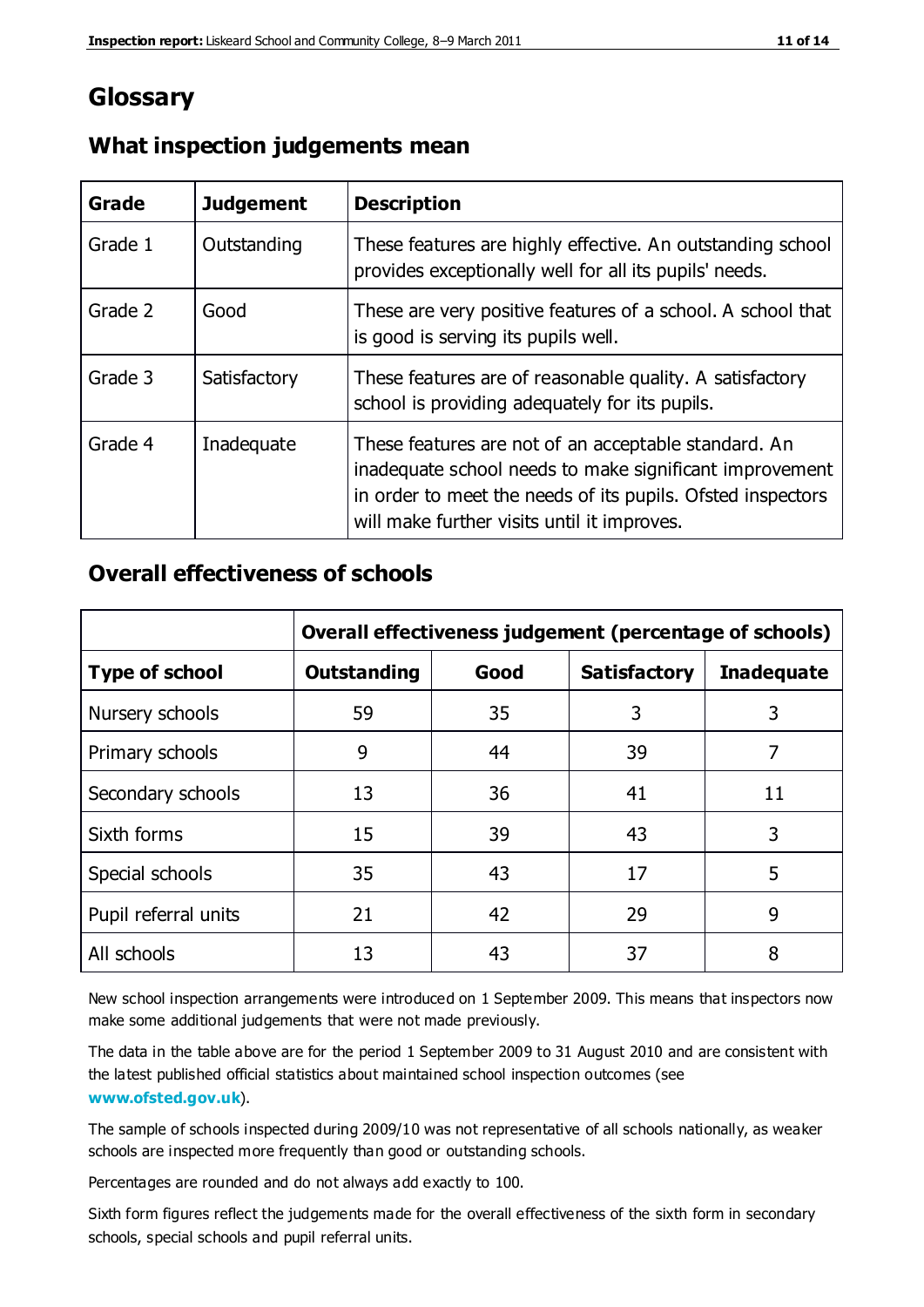# Glossary

## What inspection judgements mean

| Grade | Judgement | Description |
|---|---|---|
| Grade 1 | Outstanding | These features are highly effective. An outstanding school provides exceptionally well for all its pupils' needs. |
| Grade 2 | Good | These are very positive features of a school. A school that is good is serving its pupils well. |
| Grade 3 | Satisfactory | These features are of reasonable quality. A satisfactory school is providing adequately for its pupils. |
| Grade 4 | Inadequate | These features are not of an acceptable standard. An inadequate school needs to make significant improvement in order to meet the needs of its pupils. Ofsted inspectors will make further visits until it improves. |

## Overall effectiveness of schools

| | Overall effectiveness judgement (percentage of schools) | | | |
|---|---|---|---|---|
| **Type of school** | **Outstanding** | **Good** | **Satisfactory** | **Inadequate** |
| Nursery schools | 59 | 35 | 3 | 3 |
| Primary schools | 9 | 44 | 39 | 7 |
| Secondary schools | 13 | 36 | 41 | 11 |
| Sixth forms | 15 | 39 | 43 | 3 |
| Special schools | 35 | 43 | 17 | 5 |
| Pupil referral units | 21 | 42 | 29 | 9 |
| All schools | 13 | 43 | 37 | 8 |

New school inspection arrangements were introduced on 1 September 2009. This means that inspectors now make some additional judgements that were not made previously.

The data in the table above are for the period 1 September 2009 to 31 August 2010 and are consistent with the latest published official statistics about maintained school inspection outcomes (see **www.ofsted.gov.uk**).

The sample of schools inspected during 2009/10 was not representative of all schools nationally, as weaker schools are inspected more frequently than good or outstanding schools.

Percentages are rounded and do not always add exactly to 100.

Sixth form figures reflect the judgements made for the overall effectiveness of the sixth form in secondary schools, special schools and pupil referral units.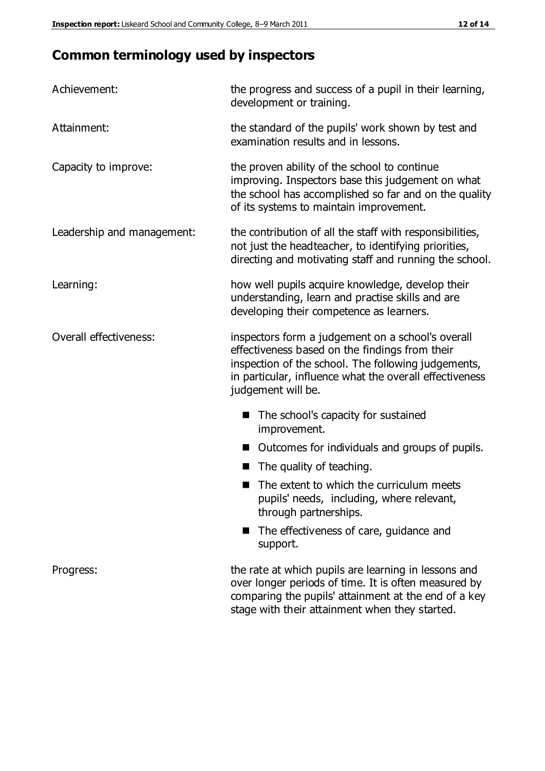## Common terminology used by inspectors

**Achievement:** the progress and success of a pupil in their learning, development or training.

**Attainment:** the standard of the pupils' work shown by test and examination results and in lessons.

**Capacity to improve:** the proven ability of the school to continue improving. Inspectors base this judgement on what the school has accomplished so far and on the quality of its systems to maintain improvement.

**Leadership and management:** the contribution of all the staff with responsibilities, not just the headteacher, to identifying priorities, directing and motivating staff and running the school.

**Learning:** how well pupils acquire knowledge, develop their understanding, learn and practise skills and are developing their competence as learners.

**Overall effectiveness:** inspectors form a judgement on a school's overall effectiveness based on the findings from their inspection of the school. The following judgements, in particular, influence what the overall effectiveness judgement will be.

- The school's capacity for sustained improvement.
- Outcomes for individuals and groups of pupils.
- The quality of teaching.
- The extent to which the curriculum meets pupils' needs, including, where relevant, through partnerships.
- The effectiveness of care, guidance and support.

**Progress:** the rate at which pupils are learning in lessons and over longer periods of time. It is often measured by comparing the pupils' attainment at the end of a key stage with their attainment when they started.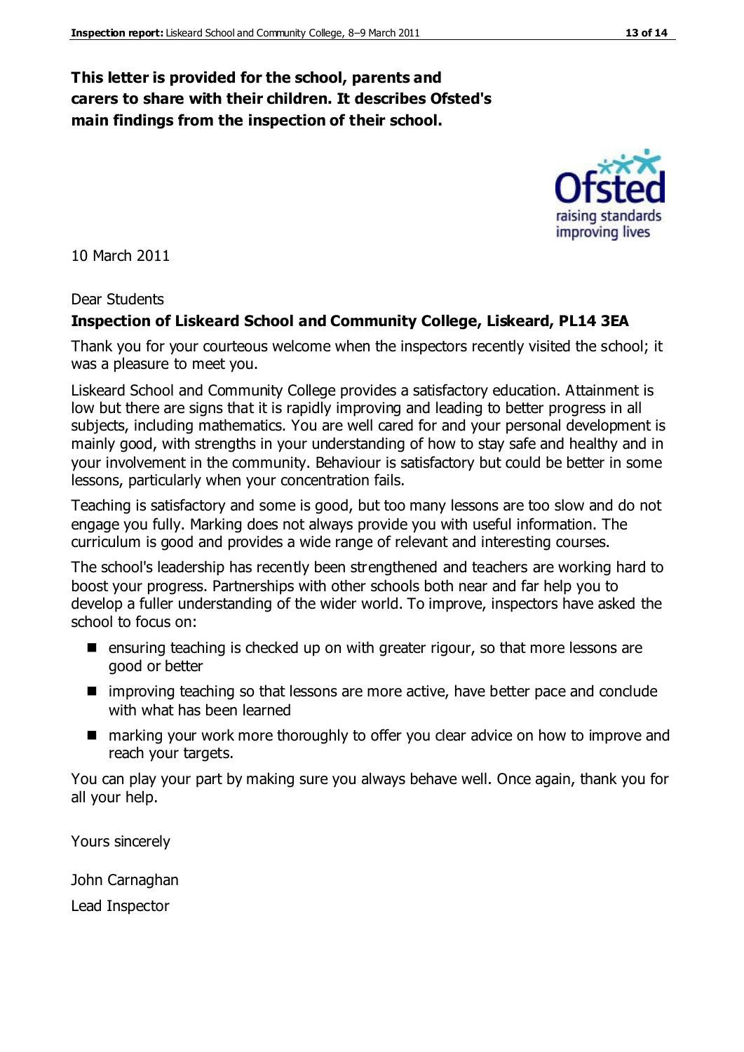**This letter is provided for the school, parents and carers to share with their children. It describes Ofsted's main findings from the inspection of their school.**

10 March 2011

Dear Students

**Inspection of Liskeard School and Community College, Liskeard, PL14 3EA**

Thank you for your courteous welcome when the inspectors recently visited the school; it was a pleasure to meet you.

Liskeard School and Community College provides a satisfactory education. Attainment is low but there are signs that it is rapidly improving and leading to better progress in all subjects, including mathematics. You are well cared for and your personal development is mainly good, with strengths in your understanding of how to stay safe and healthy and in your involvement in the community. Behaviour is satisfactory but could be better in some lessons, particularly when your concentration fails.

Teaching is satisfactory and some is good, but too many lessons are too slow and do not engage you fully. Marking does not always provide you with useful information. The curriculum is good and provides a wide range of relevant and interesting courses.

The school's leadership has recently been strengthened and teachers are working hard to boost your progress. Partnerships with other schools both near and far help you to develop a fuller understanding of the wider world. To improve, inspectors have asked the school to focus on:

- ensuring teaching is checked up on with greater rigour, so that more lessons are good or better
- improving teaching so that lessons are more active, have better pace and conclude with what has been learned
- marking your work more thoroughly to offer you clear advice on how to improve and reach your targets.

You can play your part by making sure you always behave well. Once again, thank you for all your help.

Yours sincerely

John Carnaghan

Lead Inspector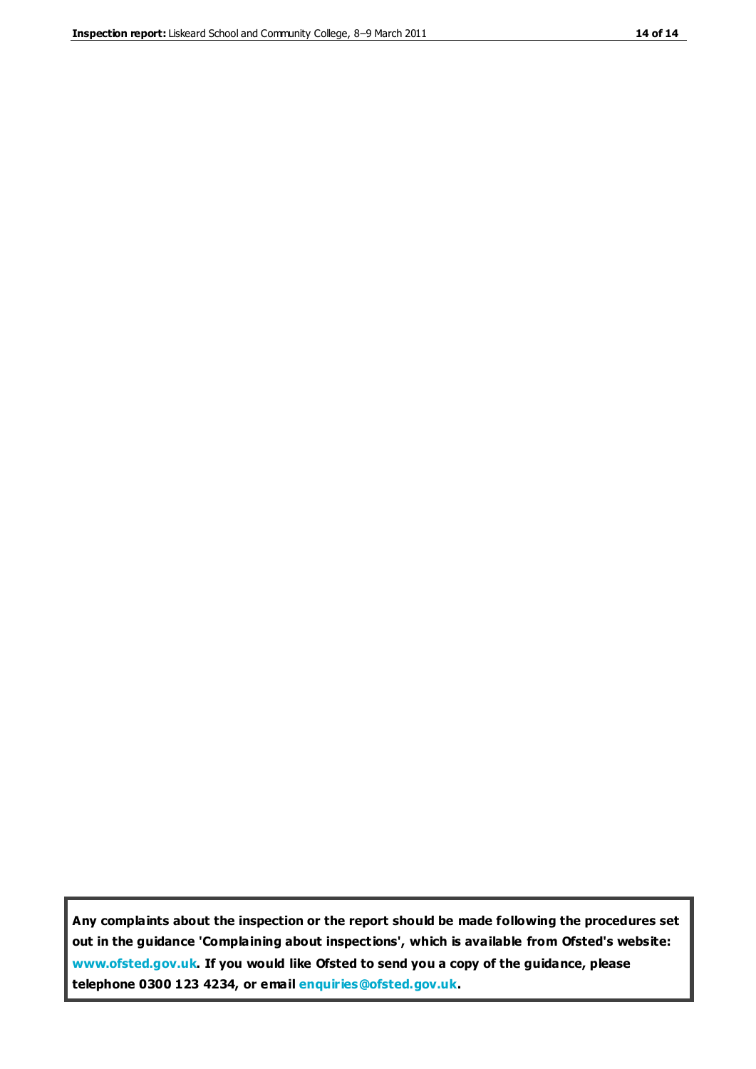**Any complaints about the inspection or the report should be made following the procedures set out in the guidance 'Complaining about inspections', which is available from Ofsted's website: www.ofsted.gov.uk. If you would like Ofsted to send you a copy of the guidance, please telephone 0300 123 4234, or email enquiries@ofsted.gov.uk.**